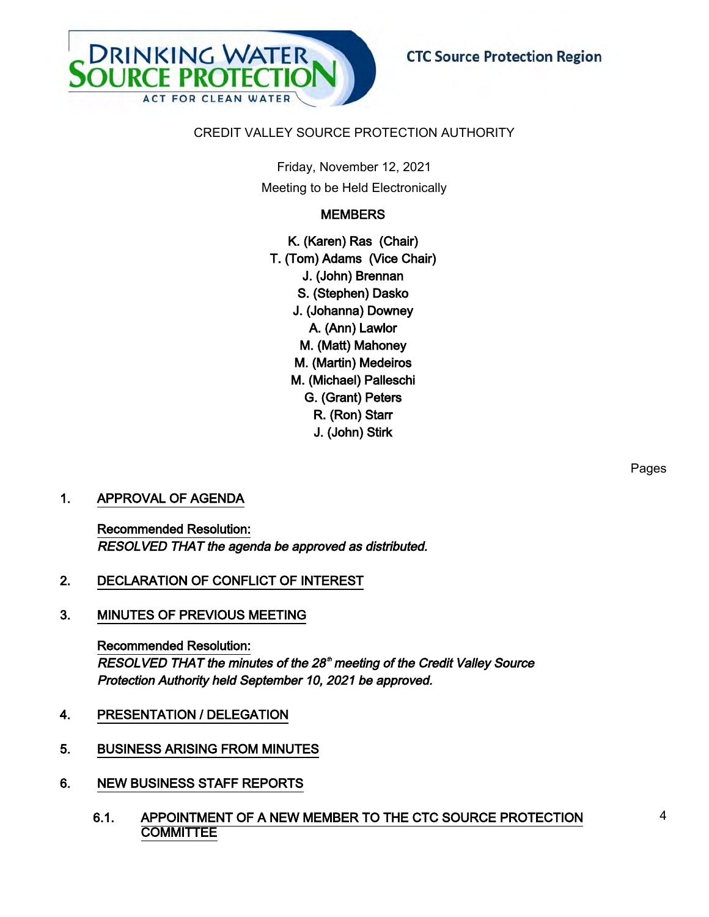DRINKING WATER SOURCE PROTECTION
ACT FOR CLEAN WATER

CTC Source Protection Region

# CREDIT VALLEY SOURCE PROTECTION AUTHORITY

Friday, November 12, 2021

Meeting to be Held Electronically

## MEMBERS

K. (Karen) Ras (Chair)
T. (Tom) Adams (Vice Chair)
J. (John) Brennan
S. (Stephen) Dasko
J. (Johanna) Downey
A. (Ann) Lawlor
M. (Matt) Mahoney
M. (Martin) Medeiros
M. (Michael) Palleschi
G. (Grant) Peters
R. (Ron) Starr
J. (John) Stirk

Pages

1. APPROVAL OF AGENDA

   Recommended Resolution:
   *RESOLVED THAT the agenda be approved as distributed.*

2. DECLARATION OF CONFLICT OF INTEREST

3. MINUTES OF PREVIOUS MEETING

   Recommended Resolution:
   *RESOLVED THAT the minutes of the 28th meeting of the Credit Valley Source Protection Authority held September 10, 2021 be approved.*

4. PRESENTATION / DELEGATION

5. BUSINESS ARISING FROM MINUTES

6. NEW BUSINESS STAFF REPORTS

   6.1. APPOINTMENT OF A NEW MEMBER TO THE CTC SOURCE PROTECTION COMMITTEE — 4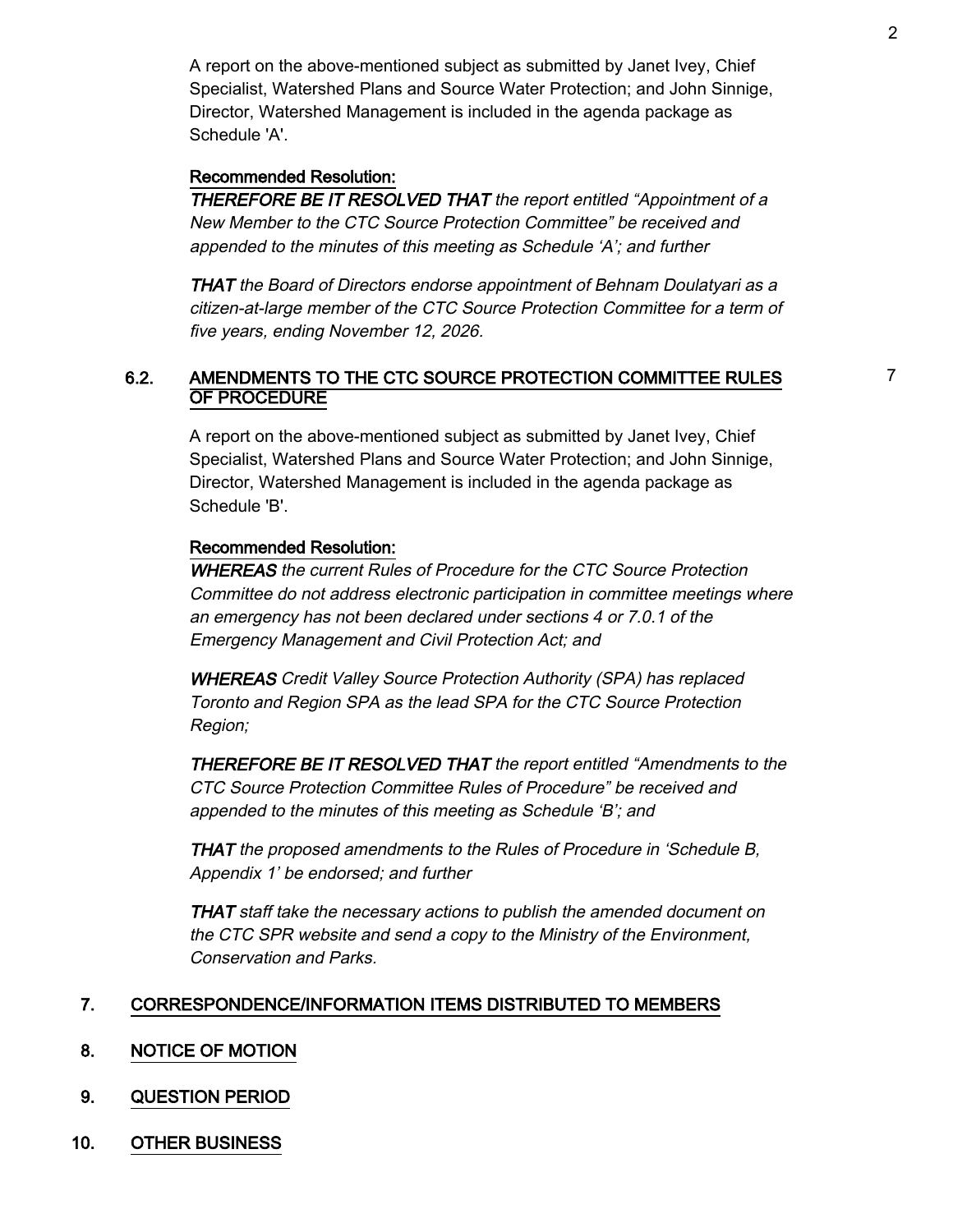A report on the above-mentioned subject as submitted by Janet Ivey, Chief Specialist, Watershed Plans and Source Water Protection; and John Sinnige, Director, Watershed Management is included in the agenda package as Schedule 'A'.

**Recommended Resolution:**

***THEREFORE BE IT RESOLVED THAT*** *the report entitled "Appointment of a New Member to the CTC Source Protection Committee" be received and appended to the minutes of this meeting as Schedule 'A'; and further*

***THAT*** *the Board of Directors endorse appointment of Behnam Doulatyari as a citizen-at-large member of the CTC Source Protection Committee for a term of five years, ending November 12, 2026.*

### 6.2. AMENDMENTS TO THE CTC SOURCE PROTECTION COMMITTEE RULES OF PROCEDURE

7

A report on the above-mentioned subject as submitted by Janet Ivey, Chief Specialist, Watershed Plans and Source Water Protection; and John Sinnige, Director, Watershed Management is included in the agenda package as Schedule 'B'.

**Recommended Resolution:**

***WHEREAS*** *the current Rules of Procedure for the CTC Source Protection Committee do not address electronic participation in committee meetings where an emergency has not been declared under sections 4 or 7.0.1 of the Emergency Management and Civil Protection Act; and*

***WHEREAS*** *Credit Valley Source Protection Authority (SPA) has replaced Toronto and Region SPA as the lead SPA for the CTC Source Protection Region;*

***THEREFORE BE IT RESOLVED THAT*** *the report entitled "Amendments to the CTC Source Protection Committee Rules of Procedure" be received and appended to the minutes of this meeting as Schedule 'B'; and*

***THAT*** *the proposed amendments to the Rules of Procedure in 'Schedule B, Appendix 1' be endorsed; and further*

***THAT*** *staff take the necessary actions to publish the amended document on the CTC SPR website and send a copy to the Ministry of the Environment, Conservation and Parks.*

## 7. CORRESPONDENCE/INFORMATION ITEMS DISTRIBUTED TO MEMBERS

## 8. NOTICE OF MOTION

## 9. QUESTION PERIOD

## 10. OTHER BUSINESS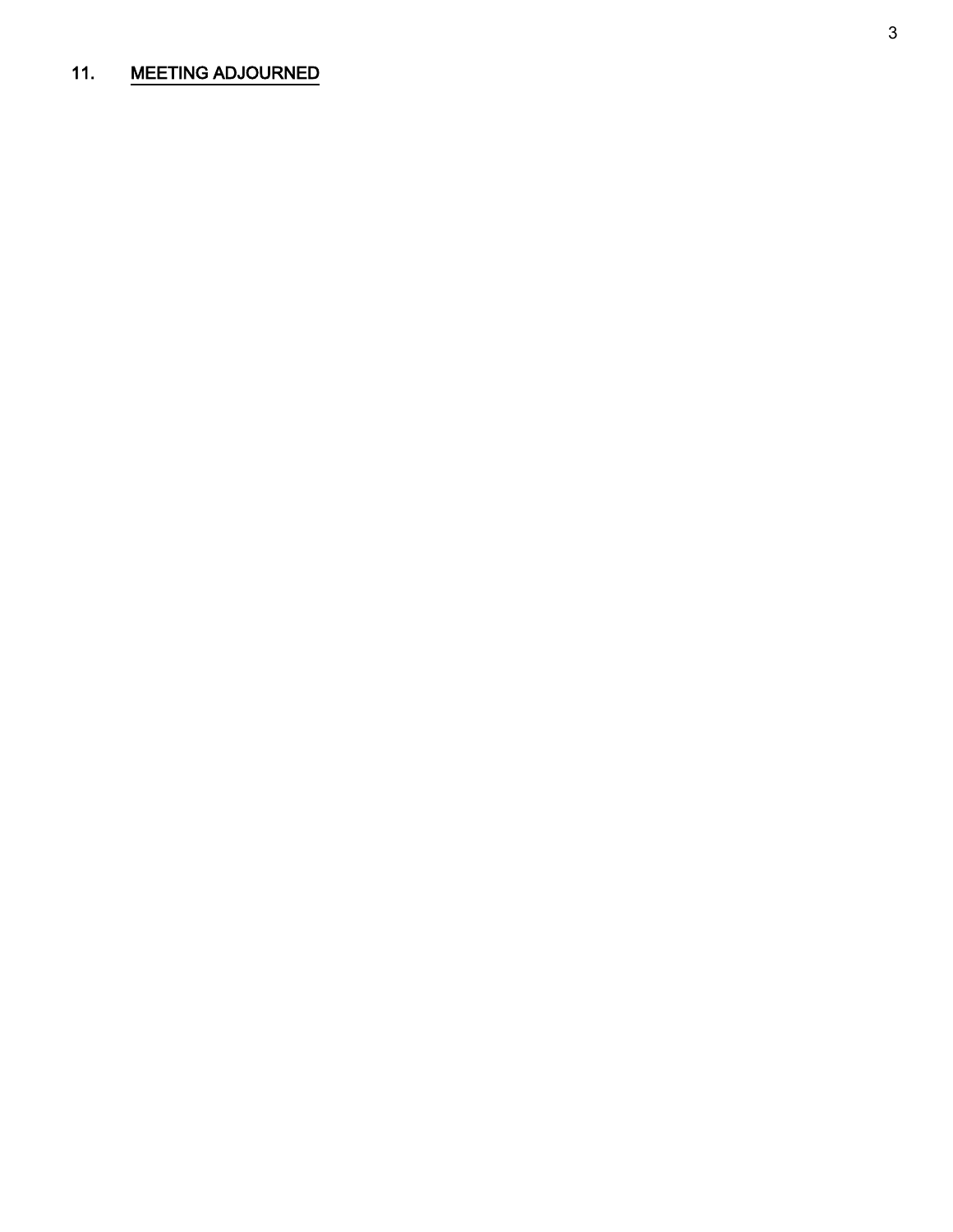11. <u>MEETING ADJOURNED</u>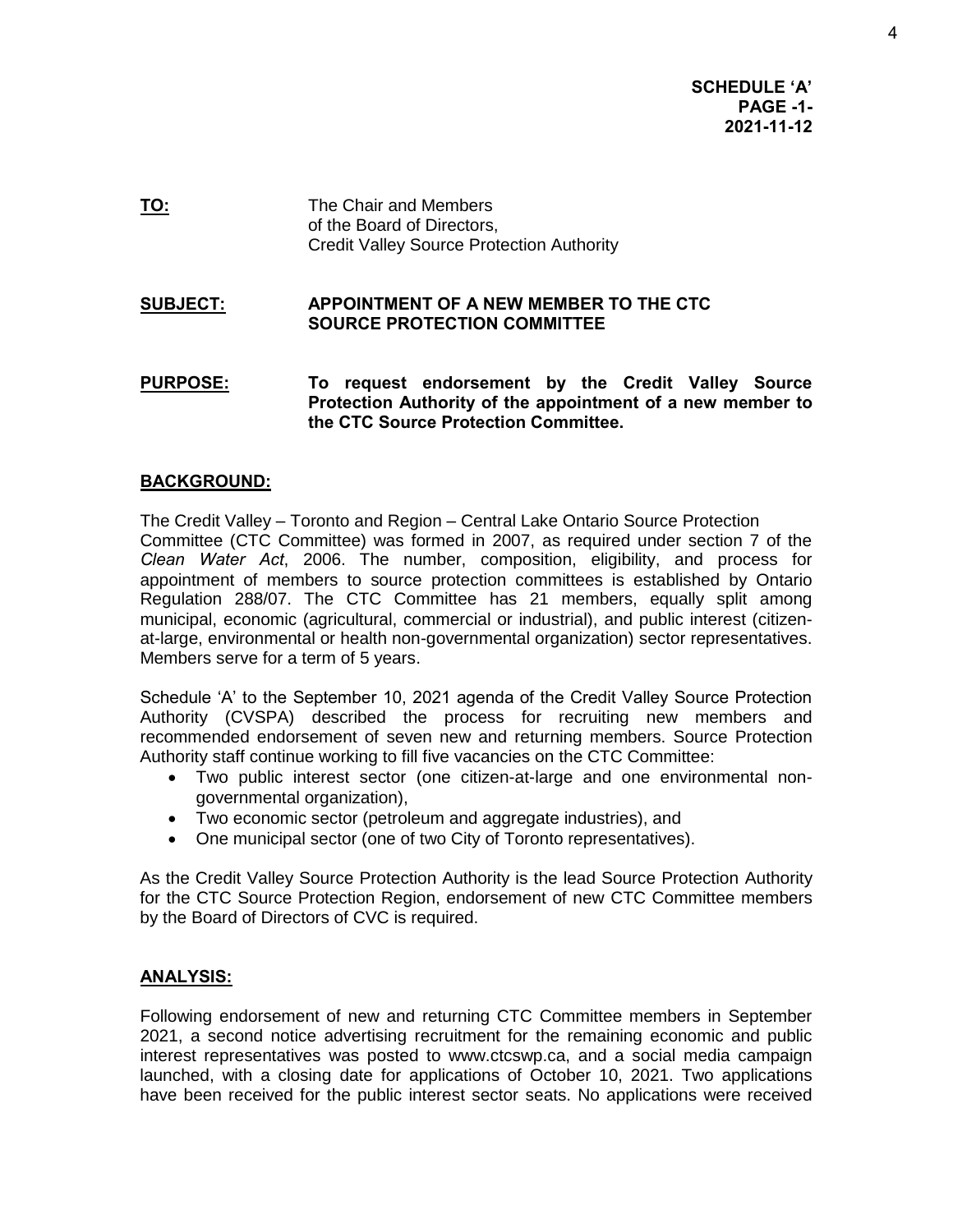**SCHEDULE 'A'**
**PAGE -1-**
**2021-11-12**

**TO:** The Chair and Members of the Board of Directors, Credit Valley Source Protection Authority

**SUBJECT:** **APPOINTMENT OF A NEW MEMBER TO THE CTC SOURCE PROTECTION COMMITTEE**

**PURPOSE:** **To request endorsement by the Credit Valley Source Protection Authority of the appointment of a new member to the CTC Source Protection Committee.**

## BACKGROUND:

The Credit Valley – Toronto and Region – Central Lake Ontario Source Protection Committee (CTC Committee) was formed in 2007, as required under section 7 of the *Clean Water Act*, 2006. The number, composition, eligibility, and process for appointment of members to source protection committees is established by Ontario Regulation 288/07. The CTC Committee has 21 members, equally split among municipal, economic (agricultural, commercial or industrial), and public interest (citizen-at-large, environmental or health non-governmental organization) sector representatives. Members serve for a term of 5 years.

Schedule 'A' to the September 10, 2021 agenda of the Credit Valley Source Protection Authority (CVSPA) described the process for recruiting new members and recommended endorsement of seven new and returning members. Source Protection Authority staff continue working to fill five vacancies on the CTC Committee:

- Two public interest sector (one citizen-at-large and one environmental non-governmental organization),
- Two economic sector (petroleum and aggregate industries), and
- One municipal sector (one of two City of Toronto representatives).

As the Credit Valley Source Protection Authority is the lead Source Protection Authority for the CTC Source Protection Region, endorsement of new CTC Committee members by the Board of Directors of CVC is required.

## ANALYSIS:

Following endorsement of new and returning CTC Committee members in September 2021, a second notice advertising recruitment for the remaining economic and public interest representatives was posted to www.ctcswp.ca, and a social media campaign launched, with a closing date for applications of October 10, 2021. Two applications have been received for the public interest sector seats. No applications were received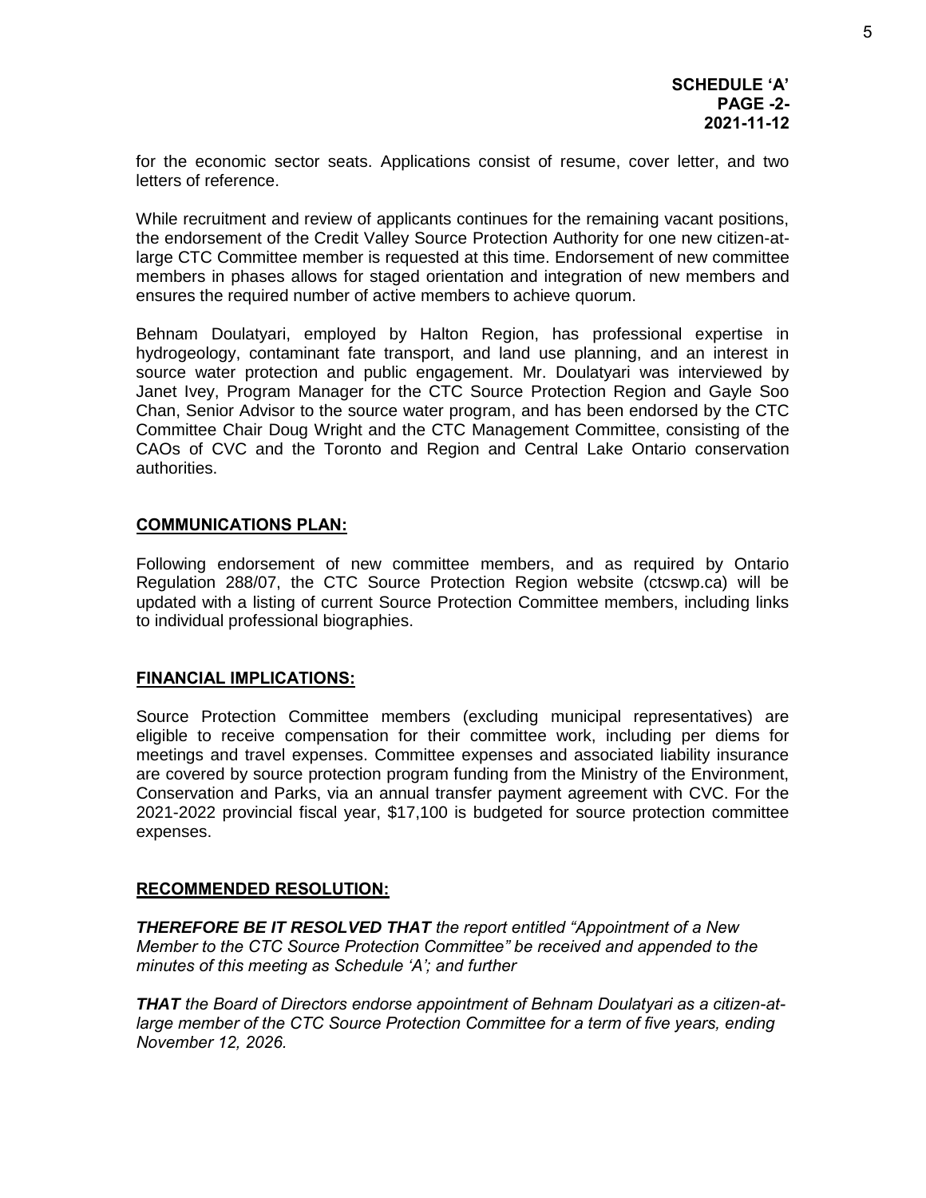**SCHEDULE 'A'**
**PAGE -2-**
**2021-11-12**

for the economic sector seats. Applications consist of resume, cover letter, and two letters of reference.

While recruitment and review of applicants continues for the remaining vacant positions, the endorsement of the Credit Valley Source Protection Authority for one new citizen-at-large CTC Committee member is requested at this time. Endorsement of new committee members in phases allows for staged orientation and integration of new members and ensures the required number of active members to achieve quorum.

Behnam Doulatyari, employed by Halton Region, has professional expertise in hydrogeology, contaminant fate transport, and land use planning, and an interest in source water protection and public engagement. Mr. Doulatyari was interviewed by Janet Ivey, Program Manager for the CTC Source Protection Region and Gayle Soo Chan, Senior Advisor to the source water program, and has been endorsed by the CTC Committee Chair Doug Wright and the CTC Management Committee, consisting of the CAOs of CVC and the Toronto and Region and Central Lake Ontario conservation authorities.

## COMMUNICATIONS PLAN:

Following endorsement of new committee members, and as required by Ontario Regulation 288/07, the CTC Source Protection Region website (ctcswp.ca) will be updated with a listing of current Source Protection Committee members, including links to individual professional biographies.

## FINANCIAL IMPLICATIONS:

Source Protection Committee members (excluding municipal representatives) are eligible to receive compensation for their committee work, including per diems for meetings and travel expenses. Committee expenses and associated liability insurance are covered by source protection program funding from the Ministry of the Environment, Conservation and Parks, via an annual transfer payment agreement with CVC. For the 2021-2022 provincial fiscal year, $17,100 is budgeted for source protection committee expenses.

## RECOMMENDED RESOLUTION:

***THEREFORE BE IT RESOLVED THAT*** *the report entitled "Appointment of a New Member to the CTC Source Protection Committee" be received and appended to the minutes of this meeting as Schedule 'A'; and further*

***THAT*** *the Board of Directors endorse appointment of Behnam Doulatyari as a citizen-at-large member of the CTC Source Protection Committee for a term of five years, ending November 12, 2026.*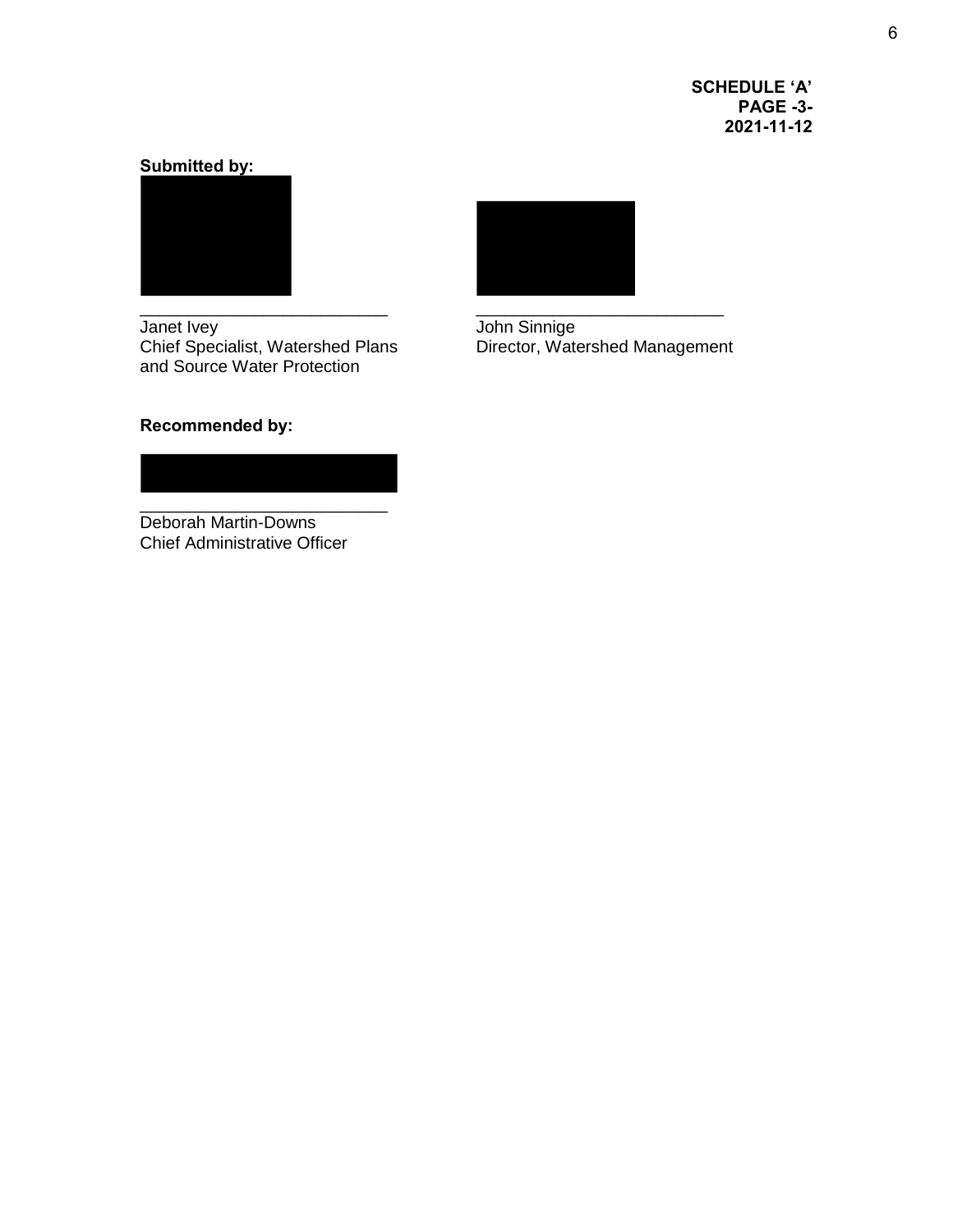**SCHEDULE 'A'**
**PAGE -3-**
**2021-11-12**

**Submitted by:**

\_\_\_\_\_\_\_\_\_\_\_\_\_\_\_\_\_\_\_\_\_\_\_\_\_\_
Janet Ivey
Chief Specialist, Watershed Plans and Source Water Protection

\_\_\_\_\_\_\_\_\_\_\_\_\_\_\_\_\_\_\_\_\_\_\_\_\_\_
John Sinnige
Director, Watershed Management

**Recommended by:**

\_\_\_\_\_\_\_\_\_\_\_\_\_\_\_\_\_\_\_\_\_\_\_\_\_\_
Deborah Martin-Downs
Chief Administrative Officer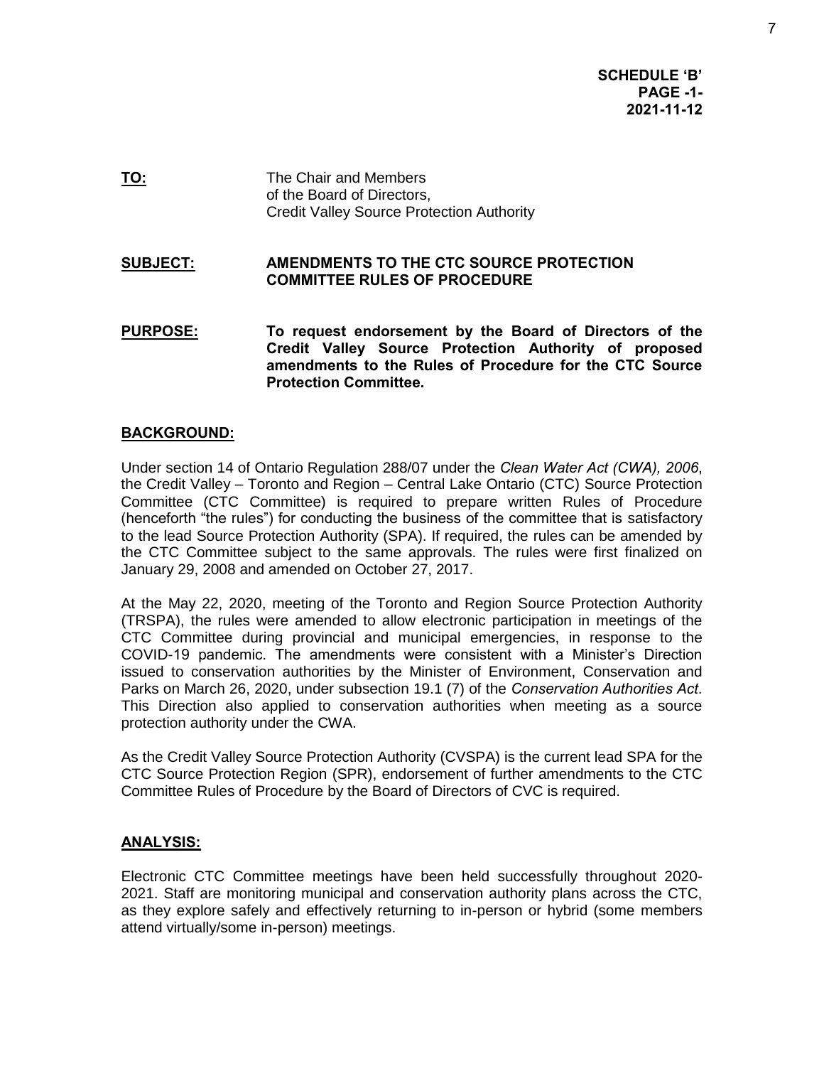**SCHEDULE 'B'**
**PAGE -1-**
**2021-11-12**

**TO:** The Chair and Members of the Board of Directors, Credit Valley Source Protection Authority

**SUBJECT:** **AMENDMENTS TO THE CTC SOURCE PROTECTION COMMITTEE RULES OF PROCEDURE**

**PURPOSE:** **To request endorsement by the Board of Directors of the Credit Valley Source Protection Authority of proposed amendments to the Rules of Procedure for the CTC Source Protection Committee.**

## BACKGROUND:

Under section 14 of Ontario Regulation 288/07 under the *Clean Water Act (CWA), 2006*, the Credit Valley – Toronto and Region – Central Lake Ontario (CTC) Source Protection Committee (CTC Committee) is required to prepare written Rules of Procedure (henceforth "the rules") for conducting the business of the committee that is satisfactory to the lead Source Protection Authority (SPA). If required, the rules can be amended by the CTC Committee subject to the same approvals. The rules were first finalized on January 29, 2008 and amended on October 27, 2017.

At the May 22, 2020, meeting of the Toronto and Region Source Protection Authority (TRSPA), the rules were amended to allow electronic participation in meetings of the CTC Committee during provincial and municipal emergencies, in response to the COVID-19 pandemic. The amendments were consistent with a Minister's Direction issued to conservation authorities by the Minister of Environment, Conservation and Parks on March 26, 2020, under subsection 19.1 (7) of the *Conservation Authorities Act*. This Direction also applied to conservation authorities when meeting as a source protection authority under the CWA.

As the Credit Valley Source Protection Authority (CVSPA) is the current lead SPA for the CTC Source Protection Region (SPR), endorsement of further amendments to the CTC Committee Rules of Procedure by the Board of Directors of CVC is required.

## ANALYSIS:

Electronic CTC Committee meetings have been held successfully throughout 2020-2021. Staff are monitoring municipal and conservation authority plans across the CTC, as they explore safely and effectively returning to in-person or hybrid (some members attend virtually/some in-person) meetings.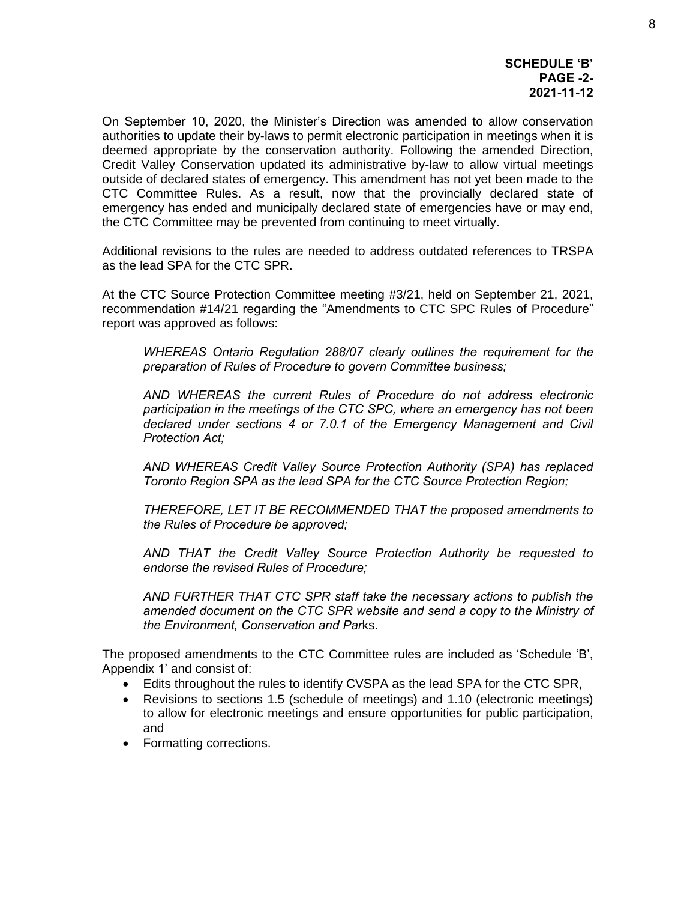**SCHEDULE 'B'**
**PAGE -2-**
**2021-11-12**

On September 10, 2020, the Minister's Direction was amended to allow conservation authorities to update their by-laws to permit electronic participation in meetings when it is deemed appropriate by the conservation authority. Following the amended Direction, Credit Valley Conservation updated its administrative by-law to allow virtual meetings outside of declared states of emergency. This amendment has not yet been made to the CTC Committee Rules. As a result, now that the provincially declared state of emergency has ended and municipally declared state of emergencies have or may end, the CTC Committee may be prevented from continuing to meet virtually.

Additional revisions to the rules are needed to address outdated references to TRSPA as the lead SPA for the CTC SPR.

At the CTC Source Protection Committee meeting #3/21, held on September 21, 2021, recommendation #14/21 regarding the "Amendments to CTC SPC Rules of Procedure" report was approved as follows:

> *WHEREAS Ontario Regulation 288/07 clearly outlines the requirement for the preparation of Rules of Procedure to govern Committee business;*
>
> *AND WHEREAS the current Rules of Procedure do not address electronic participation in the meetings of the CTC SPC, where an emergency has not been declared under sections 4 or 7.0.1 of the Emergency Management and Civil Protection Act;*
>
> *AND WHEREAS Credit Valley Source Protection Authority (SPA) has replaced Toronto Region SPA as the lead SPA for the CTC Source Protection Region;*
>
> *THEREFORE, LET IT BE RECOMMENDED THAT the proposed amendments to the Rules of Procedure be approved;*
>
> *AND THAT the Credit Valley Source Protection Authority be requested to endorse the revised Rules of Procedure;*
>
> *AND FURTHER THAT CTC SPR staff take the necessary actions to publish the amended document on the CTC SPR website and send a copy to the Ministry of the Environment, Conservation and Par*ks.

The proposed amendments to the CTC Committee rules are included as 'Schedule 'B', Appendix 1' and consist of:

- Edits throughout the rules to identify CVSPA as the lead SPA for the CTC SPR,
- Revisions to sections 1.5 (schedule of meetings) and 1.10 (electronic meetings) to allow for electronic meetings and ensure opportunities for public participation, and
- Formatting corrections.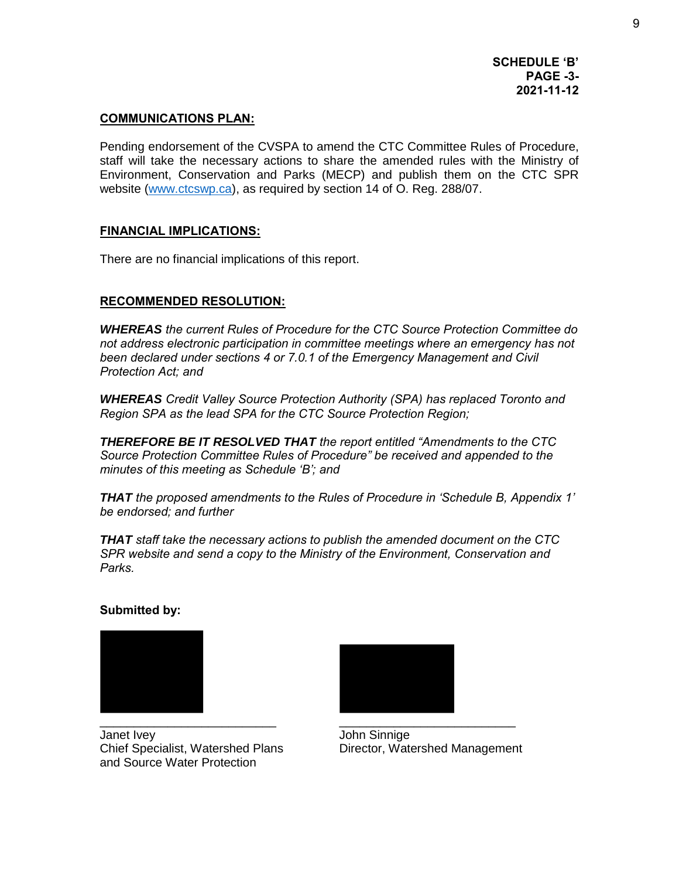**SCHEDULE 'B'**
**PAGE -3-**
**2021-11-12**

## COMMUNICATIONS PLAN:

Pending endorsement of the CVSPA to amend the CTC Committee Rules of Procedure, staff will take the necessary actions to share the amended rules with the Ministry of Environment, Conservation and Parks (MECP) and publish them on the CTC SPR website (www.ctcswp.ca), as required by section 14 of O. Reg. 288/07.

## FINANCIAL IMPLICATIONS:

There are no financial implications of this report.

## RECOMMENDED RESOLUTION:

***WHEREAS*** *the current Rules of Procedure for the CTC Source Protection Committee do not address electronic participation in committee meetings where an emergency has not been declared under sections 4 or 7.0.1 of the Emergency Management and Civil Protection Act; and*

***WHEREAS*** *Credit Valley Source Protection Authority (SPA) has replaced Toronto and Region SPA as the lead SPA for the CTC Source Protection Region;*

***THEREFORE BE IT RESOLVED THAT*** *the report entitled "Amendments to the CTC Source Protection Committee Rules of Procedure" be received and appended to the minutes of this meeting as Schedule 'B'; and*

***THAT*** *the proposed amendments to the Rules of Procedure in 'Schedule B, Appendix 1' be endorsed; and further*

***THAT*** *staff take the necessary actions to publish the amended document on the CTC SPR website and send a copy to the Ministry of the Environment, Conservation and Parks.*

**Submitted by:**

Janet Ivey
Chief Specialist, Watershed Plans and Source Water Protection

John Sinnige
Director, Watershed Management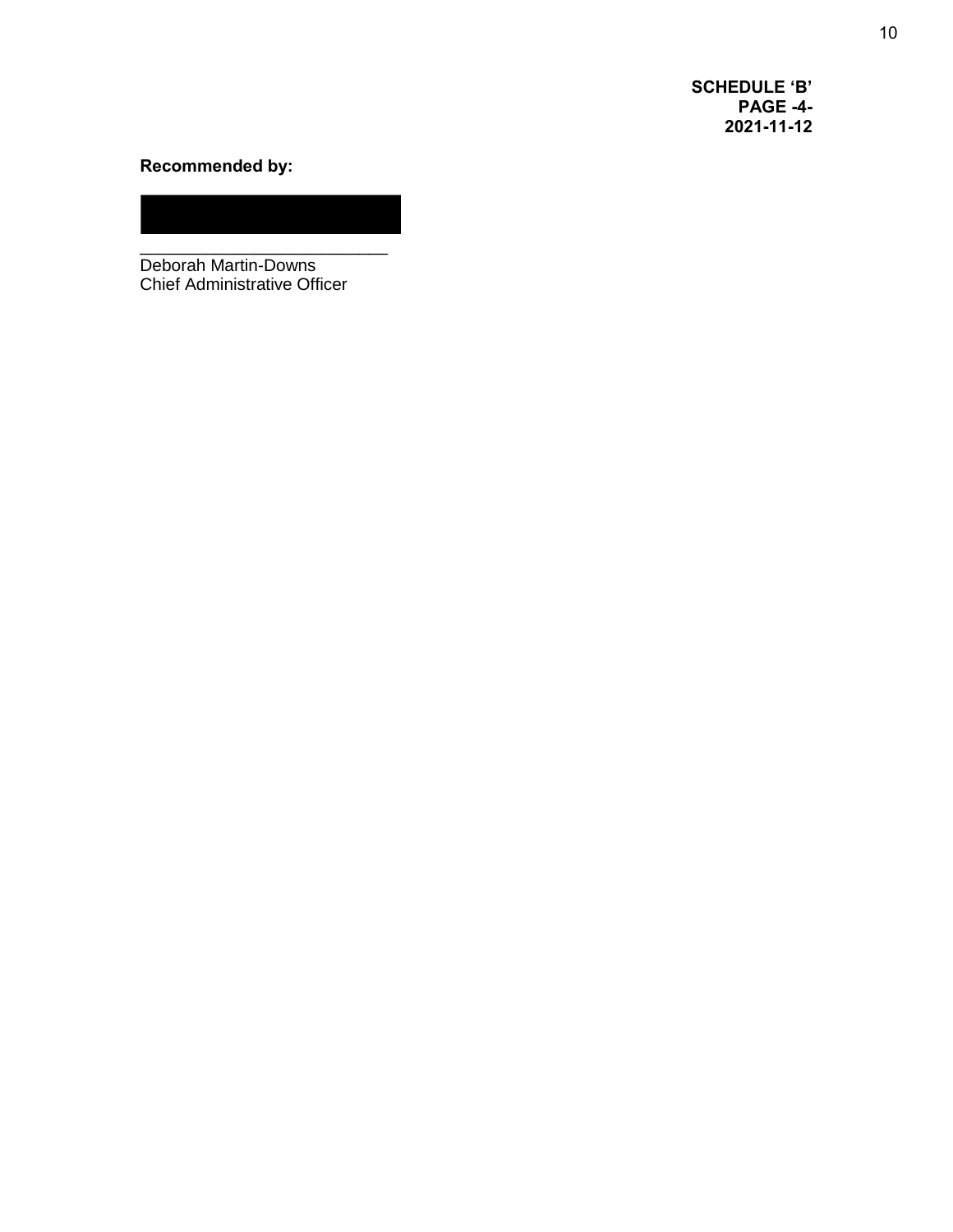**SCHEDULE 'B'**
**PAGE -4-**
**2021-11-12**

**Recommended by:**

\_\_\_\_\_\_\_\_\_\_\_\_\_\_\_\_\_\_\_\_\_\_\_\_\_\_

Deborah Martin-Downs
Chief Administrative Officer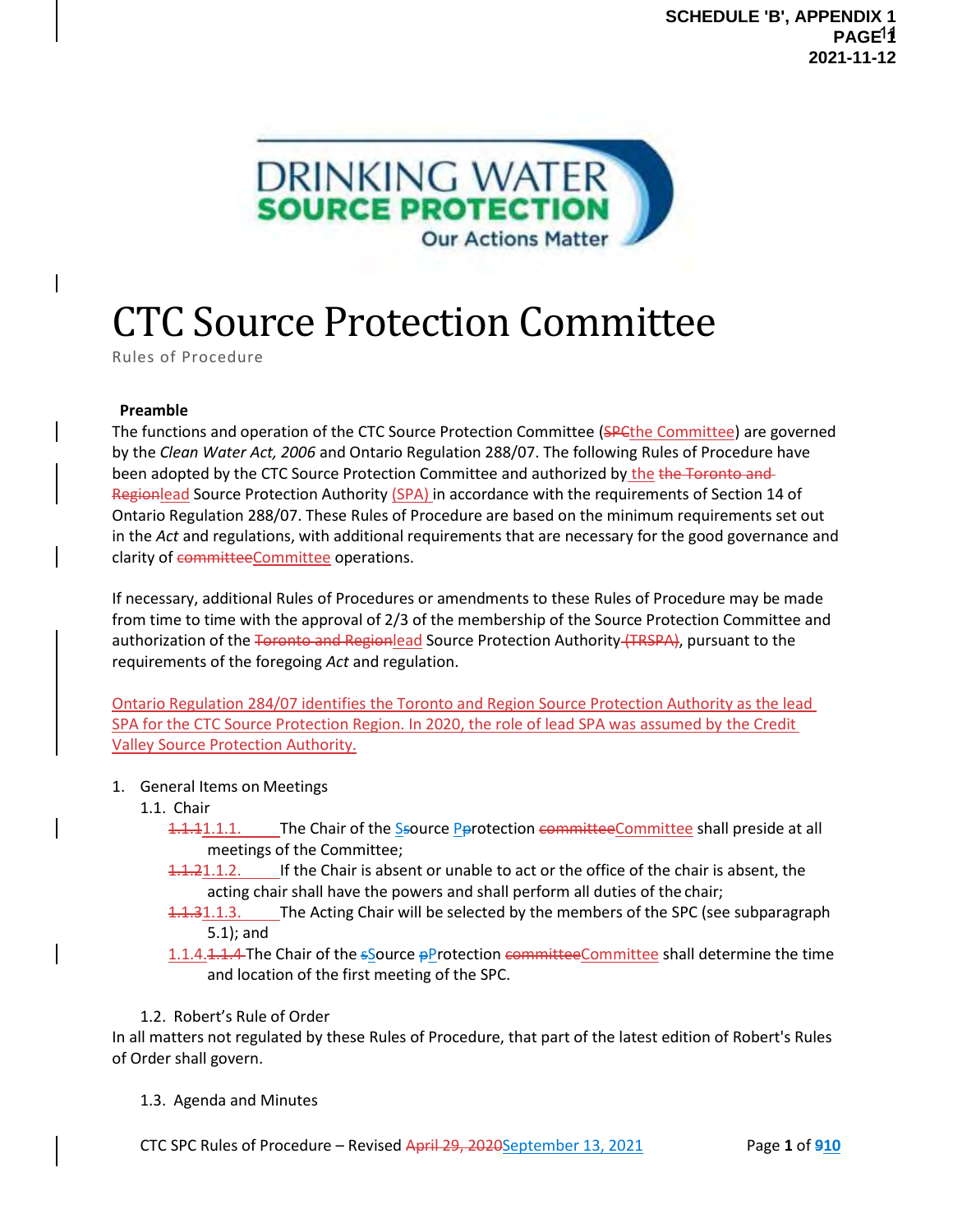DRINKING WATER
SOURCE PROTECTION
Our Actions Matter

# CTC Source Protection Committee

Rules of Procedure

**Preamble**

The functions and operation of the CTC Source Protection Committee (SPCthe Committee) are governed by the *Clean Water Act, 2006* and Ontario Regulation 288/07. The following Rules of Procedure have been adopted by the CTC Source Protection Committee and authorized by the the Toronto and Regionlead Source Protection Authority (SPA) in accordance with the requirements of Section 14 of Ontario Regulation 288/07. These Rules of Procedure are based on the minimum requirements set out in the *Act* and regulations, with additional requirements that are necessary for the good governance and clarity of committeeCommittee operations.

If necessary, additional Rules of Procedures or amendments to these Rules of Procedure may be made from time to time with the approval of 2/3 of the membership of the Source Protection Committee and authorization of the Toronto and Regionlead Source Protection Authority (TRSPA), pursuant to the requirements of the foregoing *Act* and regulation.

Ontario Regulation 284/07 identifies the Toronto and Region Source Protection Authority as the lead SPA for the CTC Source Protection Region. In 2020, the role of lead SPA was assumed by the Credit Valley Source Protection Authority.

1. General Items on Meetings
   1.1. Chair
      1.1.11.1.1. The Chair of the Ssource Pprotection committeeCommittee shall preside at all meetings of the Committee;
      1.1.21.1.2. If the Chair is absent or unable to act or the office of the chair is absent, the acting chair shall have the powers and shall perform all duties of the chair;
      1.1.31.1.3. The Acting Chair will be selected by the members of the SPC (see subparagraph 5.1); and
      1.1.4.1.1.4 The Chair of the sSource pProtection committeeCommittee shall determine the time and location of the first meeting of the SPC.

   1.2. Robert's Rule of Order

In all matters not regulated by these Rules of Procedure, that part of the latest edition of Robert's Rules of Order shall govern.

   1.3. Agenda and Minutes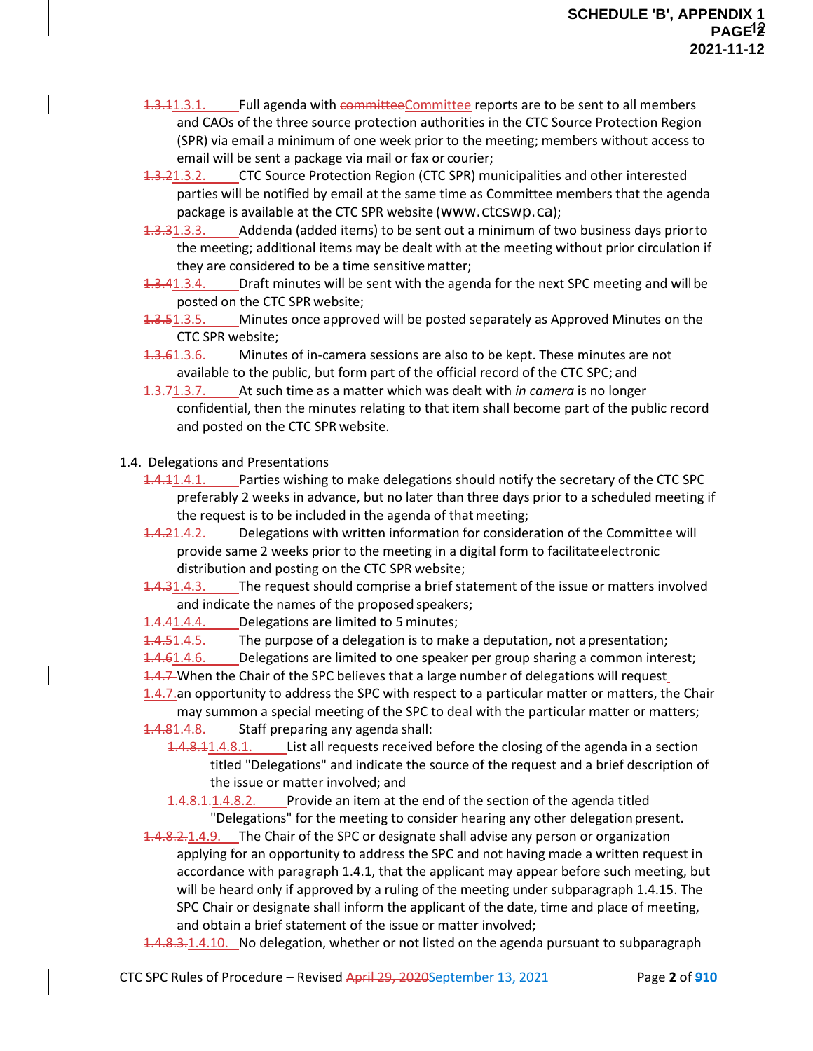1.3.1. Full agenda with Committee reports are to be sent to all members and CAOs of the three source protection authorities in the CTC Source Protection Region (SPR) via email a minimum of one week prior to the meeting; members without access to email will be sent a package via mail or fax or courier;

1.3.2. CTC Source Protection Region (CTC SPR) municipalities and other interested parties will be notified by email at the same time as Committee members that the agenda package is available at the CTC SPR website (www.ctcswp.ca);

1.3.3. Addenda (added items) to be sent out a minimum of two business days prior to the meeting; additional items may be dealt with at the meeting without prior circulation if they are considered to be a time sensitive matter;

1.3.4. Draft minutes will be sent with the agenda for the next SPC meeting and will be posted on the CTC SPR website;

1.3.5. Minutes once approved will be posted separately as Approved Minutes on the CTC SPR website;

1.3.6. Minutes of in-camera sessions are also to be kept. These minutes are not available to the public, but form part of the official record of the CTC SPC; and

1.3.7. At such time as a matter which was dealt with *in camera* is no longer confidential, then the minutes relating to that item shall become part of the public record and posted on the CTC SPR website.

1.4. Delegations and Presentations

1.4.1. Parties wishing to make delegations should notify the secretary of the CTC SPC preferably 2 weeks in advance, but no later than three days prior to a scheduled meeting if the request is to be included in the agenda of that meeting;

1.4.2. Delegations with written information for consideration of the Committee will provide same 2 weeks prior to the meeting in a digital form to facilitate electronic distribution and posting on the CTC SPR website;

1.4.3. The request should comprise a brief statement of the issue or matters involved and indicate the names of the proposed speakers;

1.4.4. Delegations are limited to 5 minutes;

1.4.5. The purpose of a delegation is to make a deputation, not a presentation;

1.4.6. Delegations are limited to one speaker per group sharing a common interest;

1.4.7. When the Chair of the SPC believes that a large number of delegations will request an opportunity to address the SPC with respect to a particular matter or matters, the Chair may summon a special meeting of the SPC to deal with the particular matter or matters;

1.4.8. Staff preparing any agenda shall:

1.4.8.1. List all requests received before the closing of the agenda in a section titled "Delegations" and indicate the source of the request and a brief description of the issue or matter involved; and

1.4.8.2. Provide an item at the end of the section of the agenda titled "Delegations" for the meeting to consider hearing any other delegation present.

1.4.9. The Chair of the SPC or designate shall advise any person or organization applying for an opportunity to address the SPC and not having made a written request in accordance with paragraph 1.4.1, that the applicant may appear before such meeting, but will be heard only if approved by a ruling of the meeting under subparagraph 1.4.15. The SPC Chair or designate shall inform the applicant of the date, time and place of meeting, and obtain a brief statement of the issue or matter involved;

1.4.10. No delegation, whether or not listed on the agenda pursuant to subparagraph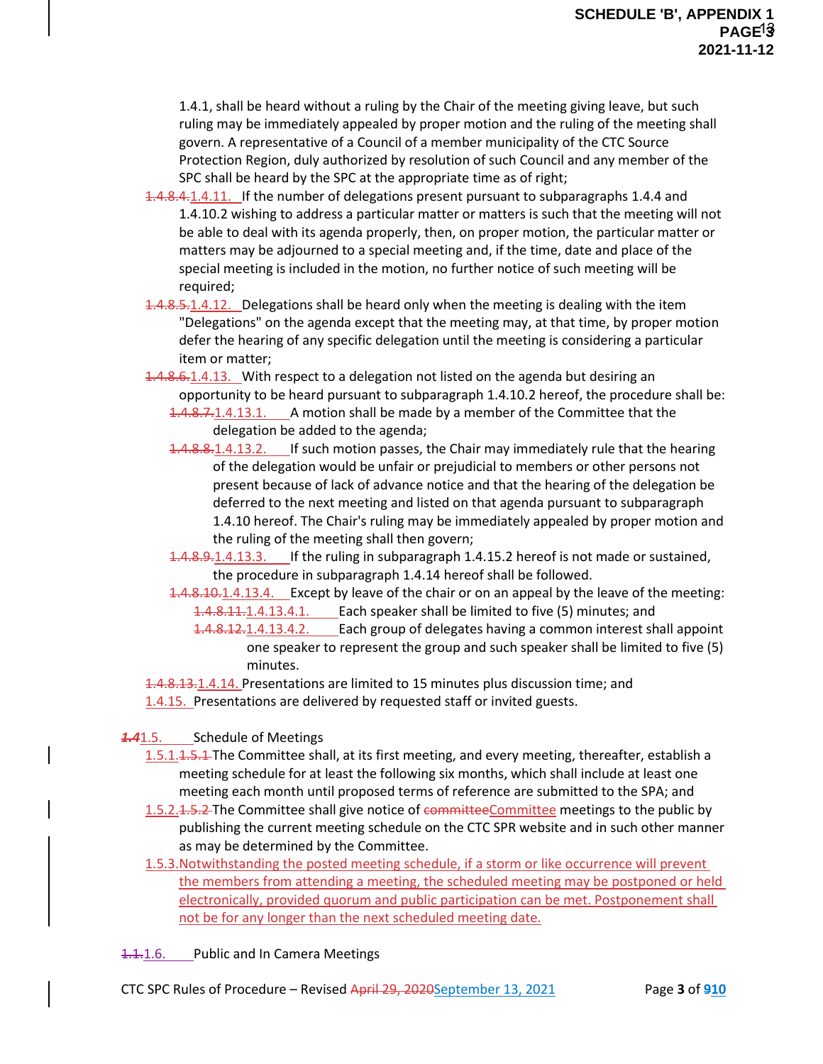1.4.1, shall be heard without a ruling by the Chair of the meeting giving leave, but such ruling may be immediately appealed by proper motion and the ruling of the meeting shall govern. A representative of a Council of a member municipality of the CTC Source Protection Region, duly authorized by resolution of such Council and any member of the SPC shall be heard by the SPC at the appropriate time as of right;

~~1.4.8.4.~~1.4.11. If the number of delegations present pursuant to subparagraphs 1.4.4 and 1.4.10.2 wishing to address a particular matter or matters is such that the meeting will not be able to deal with its agenda properly, then, on proper motion, the particular matter or matters may be adjourned to a special meeting and, if the time, date and place of the special meeting is included in the motion, no further notice of such meeting will be required;

~~1.4.8.5.~~1.4.12. Delegations shall be heard only when the meeting is dealing with the item "Delegations" on the agenda except that the meeting may, at that time, by proper motion defer the hearing of any specific delegation until the meeting is considering a particular item or matter;

~~1.4.8.6.~~1.4.13. With respect to a delegation not listed on the agenda but desiring an opportunity to be heard pursuant to subparagraph 1.4.10.2 hereof, the procedure shall be:

- ~~1.4.8.7.~~1.4.13.1. A motion shall be made by a member of the Committee that the delegation be added to the agenda;
- ~~1.4.8.8.~~1.4.13.2. If such motion passes, the Chair may immediately rule that the hearing of the delegation would be unfair or prejudicial to members or other persons not present because of lack of advance notice and that the hearing of the delegation be deferred to the next meeting and listed on that agenda pursuant to subparagraph 1.4.10 hereof. The Chair's ruling may be immediately appealed by proper motion and the ruling of the meeting shall then govern;
- ~~1.4.8.9.~~1.4.13.3. If the ruling in subparagraph 1.4.15.2 hereof is not made or sustained, the procedure in subparagraph 1.4.14 hereof shall be followed.
- ~~1.4.8.10.~~1.4.13.4. Except by leave of the chair or on an appeal by the leave of the meeting:
  - ~~1.4.8.11.~~1.4.13.4.1. Each speaker shall be limited to five (5) minutes; and
  - ~~1.4.8.12.~~1.4.13.4.2. Each group of delegates having a common interest shall appoint one speaker to represent the group and such speaker shall be limited to five (5) minutes.

~~1.4.8.13.~~1.4.14. Presentations are limited to 15 minutes plus discussion time; and

1.4.15. Presentations are delivered by requested staff or invited guests.

~~*1.4*~~1.5. Schedule of Meetings

1.5.1.~~1.5.1~~ The Committee shall, at its first meeting, and every meeting, thereafter, establish a meeting schedule for at least the following six months, which shall include at least one meeting each month until proposed terms of reference are submitted to the SPA; and

1.5.2.~~1.5.2~~ The Committee shall give notice of ~~committee~~Committee meetings to the public by publishing the current meeting schedule on the CTC SPR website and in such other manner as may be determined by the Committee.

1.5.3. Notwithstanding the posted meeting schedule, if a storm or like occurrence will prevent the members from attending a meeting, the scheduled meeting may be postponed or held electronically, provided quorum and public participation can be met. Postponement shall not be for any longer than the next scheduled meeting date.

~~1.1.~~1.6. Public and In Camera Meetings

CTC SPC Rules of Procedure – Revised ~~April 29, 2020~~September 13, 2021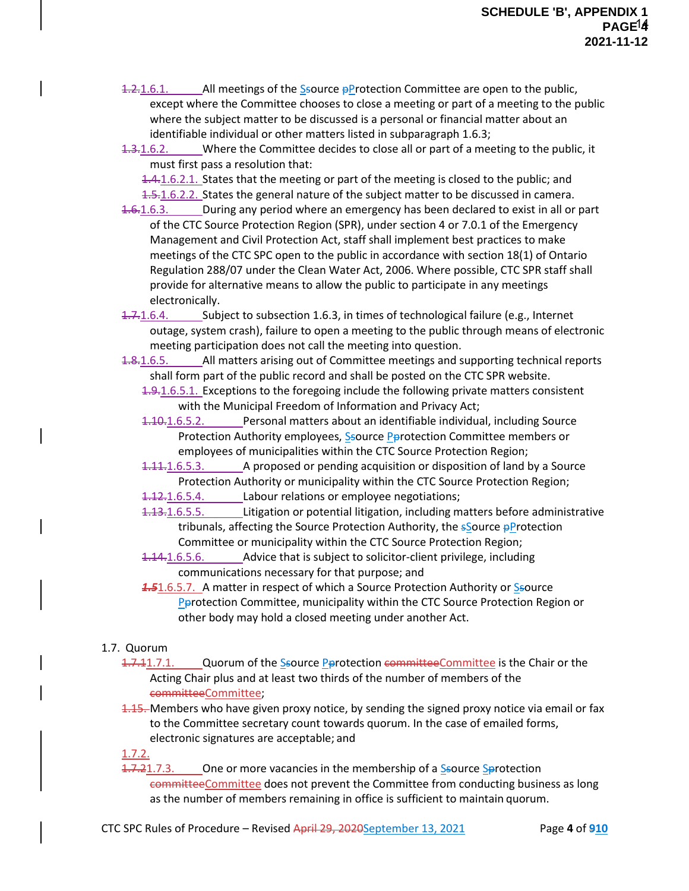1.6.1. All meetings of the Source Protection Committee are open to the public, except where the Committee chooses to close a meeting or part of a meeting to the public where the subject matter to be discussed is a personal or financial matter about an identifiable individual or other matters listed in subparagraph 1.6.3;

1.6.2. Where the Committee decides to close all or part of a meeting to the public, it must first pass a resolution that:

- 1.6.2.1. States that the meeting or part of the meeting is closed to the public; and
- 1.6.2.2. States the general nature of the subject matter to be discussed in camera.

1.6.3. During any period where an emergency has been declared to exist in all or part of the CTC Source Protection Region (SPR), under section 4 or 7.0.1 of the Emergency Management and Civil Protection Act, staff shall implement best practices to make meetings of the CTC SPC open to the public in accordance with section 18(1) of Ontario Regulation 288/07 under the Clean Water Act, 2006. Where possible, CTC SPR staff shall provide for alternative means to allow the public to participate in any meetings electronically.

1.6.4. Subject to subsection 1.6.3, in times of technological failure (e.g., Internet outage, system crash), failure to open a meeting to the public through means of electronic meeting participation does not call the meeting into question.

1.6.5. All matters arising out of Committee meetings and supporting technical reports shall form part of the public record and shall be posted on the CTC SPR website.

- 1.6.5.1. Exceptions to the foregoing include the following private matters consistent with the Municipal Freedom of Information and Privacy Act;
- 1.6.5.2. Personal matters about an identifiable individual, including Source Protection Authority employees, Source Protection Committee members or employees of municipalities within the CTC Source Protection Region;
- 1.6.5.3. A proposed or pending acquisition or disposition of land by a Source Protection Authority or municipality within the CTC Source Protection Region;
- 1.6.5.4. Labour relations or employee negotiations;
- 1.6.5.5. Litigation or potential litigation, including matters before administrative tribunals, affecting the Source Protection Authority, the Source Protection Committee or municipality within the CTC Source Protection Region;
- 1.6.5.6. Advice that is subject to solicitor-client privilege, including communications necessary for that purpose; and
- 1.6.5.7. A matter in respect of which a Source Protection Authority or Source Protection Committee, municipality within the CTC Source Protection Region or other body may hold a closed meeting under another Act.

## 1.7. Quorum

1.7.1. Quorum of the Source Protection Committee is the Chair or the Acting Chair plus and at least two thirds of the number of members of the Committee;

Members who have given proxy notice, by sending the signed proxy notice via email or fax to the Committee secretary count towards quorum. In the case of emailed forms, electronic signatures are acceptable; and

1.7.2.

1.7.3. One or more vacancies in the membership of a Source Protection Committee does not prevent the Committee from conducting business as long as the number of members remaining in office is sufficient to maintain quorum.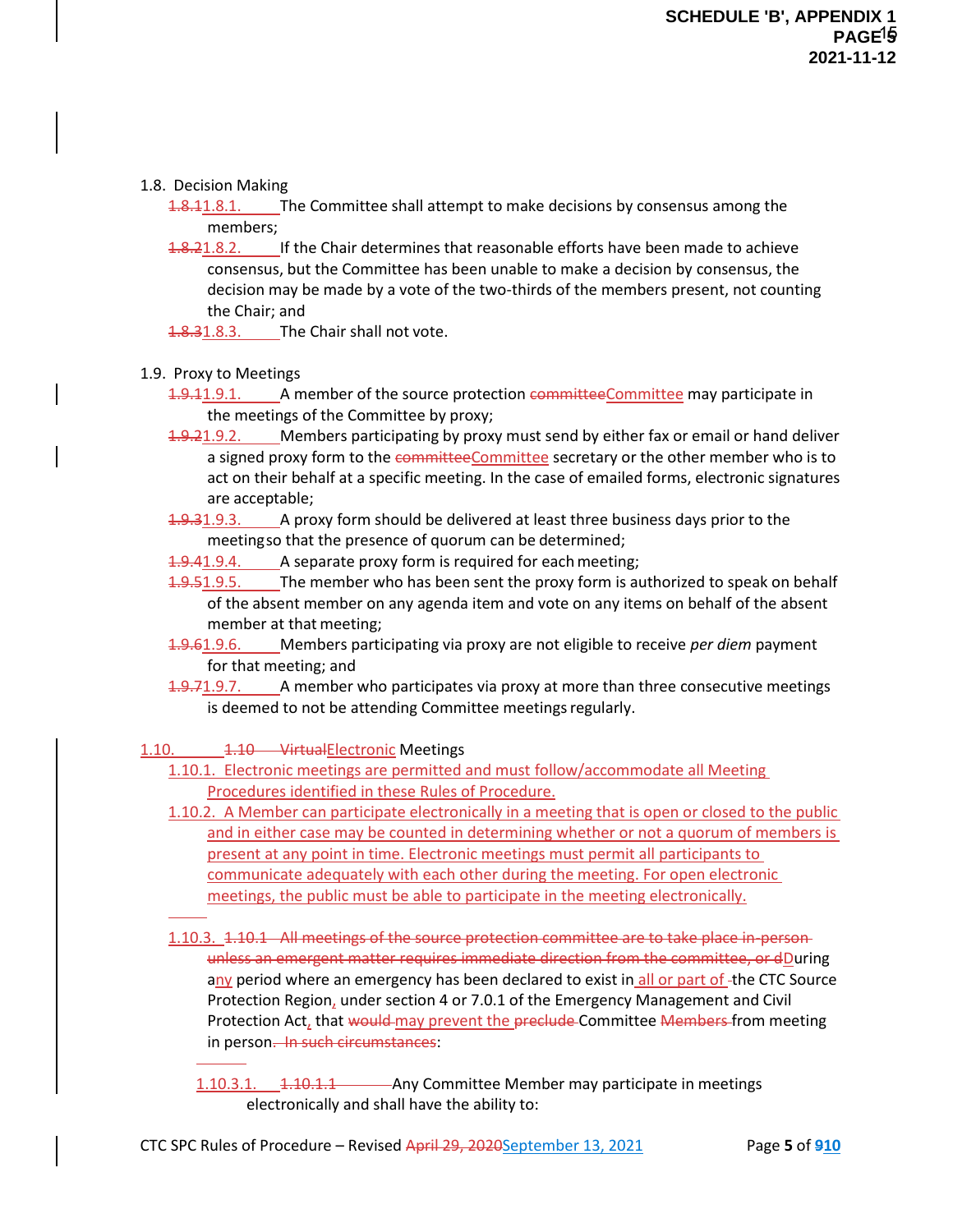1.8. Decision Making

1.8.11.8.1. The Committee shall attempt to make decisions by consensus among the members;

1.8.21.8.2. If the Chair determines that reasonable efforts have been made to achieve consensus, but the Committee has been unable to make a decision by consensus, the decision may be made by a vote of the two-thirds of the members present, not counting the Chair; and

1.8.31.8.3. The Chair shall not vote.

1.9. Proxy to Meetings

1.9.11.9.1. A member of the source protection committeeCommittee may participate in the meetings of the Committee by proxy;

1.9.21.9.2. Members participating by proxy must send by either fax or email or hand deliver a signed proxy form to the committeeCommittee secretary or the other member who is to act on their behalf at a specific meeting. In the case of emailed forms, electronic signatures are acceptable;

1.9.31.9.3. A proxy form should be delivered at least three business days prior to the meeting so that the presence of quorum can be determined;

1.9.41.9.4. A separate proxy form is required for each meeting;

1.9.51.9.5. The member who has been sent the proxy form is authorized to speak on behalf of the absent member on any agenda item and vote on any items on behalf of the absent member at that meeting;

1.9.61.9.6. Members participating via proxy are not eligible to receive *per diem* payment for that meeting; and

1.9.71.9.7. A member who participates via proxy at more than three consecutive meetings is deemed to not be attending Committee meetings regularly.

1.10. 1.10 VirtualElectronic Meetings

1.10.1. Electronic meetings are permitted and must follow/accommodate all Meeting Procedures identified in these Rules of Procedure.

1.10.2. A Member can participate electronically in a meeting that is open or closed to the public and in either case may be counted in determining whether or not a quorum of members is present at any point in time. Electronic meetings must permit all participants to communicate adequately with each other during the meeting. For open electronic meetings, the public must be able to participate in the meeting electronically.

1.10.3. 1.10.1 All meetings of the source protection committee are to take place in-person unless an emergent matter requires immediate direction from the committee, or dDuring any period where an emergency has been declared to exist in all or part of the CTC Source Protection Region, under section 4 or 7.0.1 of the Emergency Management and Civil Protection Act, that would may prevent the preclude Committee Members from meeting in person. In such circumstances:

1.10.3.1. 1.10.1.1 Any Committee Member may participate in meetings electronically and shall have the ability to: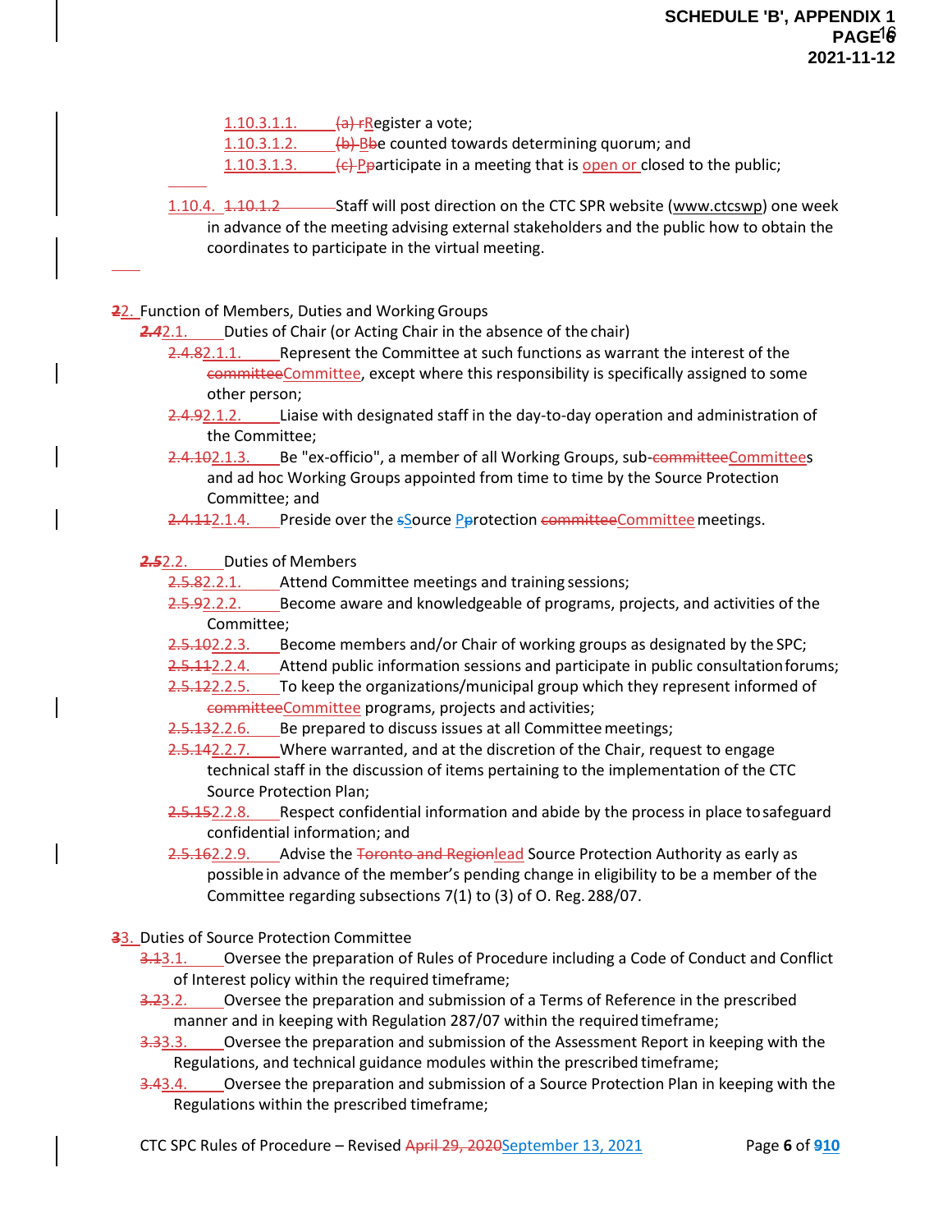1.10.3.1.1. ~~(a) r~~Register a vote;

1.10.3.1.2. ~~(b) B~~be counted towards determining quorum; and

1.10.3.1.3. ~~(c) P~~participate in a meeting that is open or closed to the public;

1.10.4. ~~1.10.1.2~~ Staff will post direction on the CTC SPR website (www.ctcswp) one week in advance of the meeting advising external stakeholders and the public how to obtain the coordinates to participate in the virtual meeting.

## ~~2~~2. Function of Members, Duties and Working Groups

~~2.4~~2.1. Duties of Chair (or Acting Chair in the absence of the chair)

- ~~2.4.8~~2.1.1. Represent the Committee at such functions as warrant the interest of the ~~committee~~Committee, except where this responsibility is specifically assigned to some other person;
- ~~2.4.9~~2.1.2. Liaise with designated staff in the day-to-day operation and administration of the Committee;
- ~~2.4.10~~2.1.3. Be "ex-officio", a member of all Working Groups, sub-~~committee~~Committees and ad hoc Working Groups appointed from time to time by the Source Protection Committee; and
- ~~2.4.11~~2.1.4. Preside over the ~~s~~Source ~~P~~Protection ~~committee~~Committee meetings.

~~2.5~~2.2. Duties of Members

- ~~2.5.8~~2.2.1. Attend Committee meetings and training sessions;
- ~~2.5.9~~2.2.2. Become aware and knowledgeable of programs, projects, and activities of the Committee;
- ~~2.5.10~~2.2.3. Become members and/or Chair of working groups as designated by the SPC;
- ~~2.5.11~~2.2.4. Attend public information sessions and participate in public consultation forums;
- ~~2.5.12~~2.2.5. To keep the organizations/municipal group which they represent informed of ~~committee~~Committee programs, projects and activities;
- ~~2.5.13~~2.2.6. Be prepared to discuss issues at all Committee meetings;
- ~~2.5.14~~2.2.7. Where warranted, and at the discretion of the Chair, request to engage technical staff in the discussion of items pertaining to the implementation of the CTC Source Protection Plan;
- ~~2.5.15~~2.2.8. Respect confidential information and abide by the process in place to safeguard confidential information; and
- ~~2.5.16~~2.2.9. Advise the ~~Toronto and Region~~lead Source Protection Authority as early as possible in advance of the member's pending change in eligibility to be a member of the Committee regarding subsections 7(1) to (3) of O. Reg. 288/07.

## ~~3~~3. Duties of Source Protection Committee

- ~~3.1~~3.1. Oversee the preparation of Rules of Procedure including a Code of Conduct and Conflict of Interest policy within the required timeframe;
- ~~3.2~~3.2. Oversee the preparation and submission of a Terms of Reference in the prescribed manner and in keeping with Regulation 287/07 within the required timeframe;
- ~~3.3~~3.3. Oversee the preparation and submission of the Assessment Report in keeping with the Regulations, and technical guidance modules within the prescribed timeframe;
- ~~3.4~~3.4. Oversee the preparation and submission of a Source Protection Plan in keeping with the Regulations within the prescribed timeframe;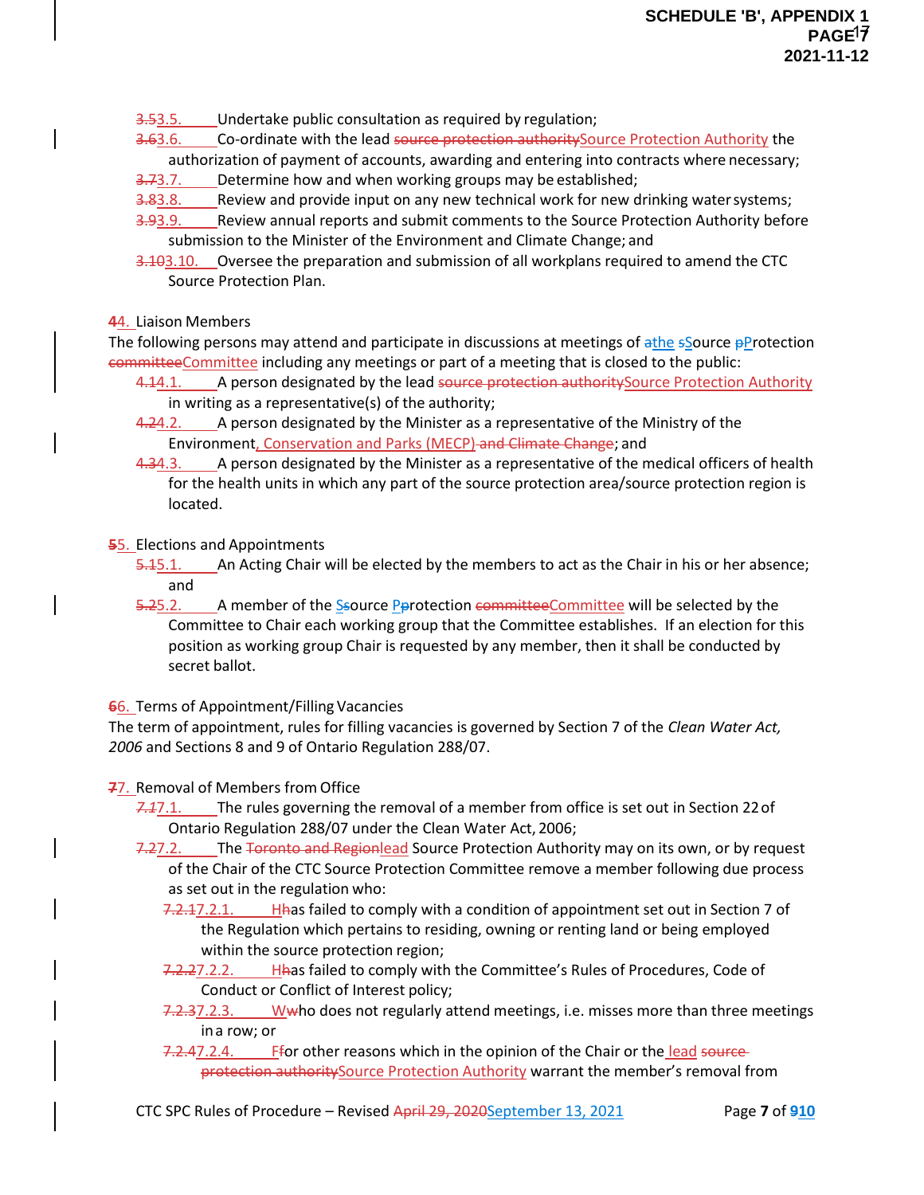3.53.5. Undertake public consultation as required by regulation;

3.63.6. Co-ordinate with the lead source protection authoritySource Protection Authority the authorization of payment of accounts, awarding and entering into contracts where necessary;

3.73.7. Determine how and when working groups may be established;

3.83.8. Review and provide input on any new technical work for new drinking water systems;

3.93.9. Review annual reports and submit comments to the Source Protection Authority before submission to the Minister of the Environment and Climate Change; and

3.103.10. Oversee the preparation and submission of all workplans required to amend the CTC Source Protection Plan.

44. Liaison Members

The following persons may attend and participate in discussions at meetings of athe sSource pProtection committeeCommittee including any meetings or part of a meeting that is closed to the public:

4.14.1. A person designated by the lead source protection authoritySource Protection Authority in writing as a representative(s) of the authority;

4.24.2. A person designated by the Minister as a representative of the Ministry of the Environment, Conservation and Parks (MECP) and Climate Change; and

4.34.3. A person designated by the Minister as a representative of the medical officers of health for the health units in which any part of the source protection area/source protection region is located.

55. Elections and Appointments

5.15.1. An Acting Chair will be elected by the members to act as the Chair in his or her absence; and

5.25.2. A member of the Ssource Pprotection committeeCommittee will be selected by the Committee to Chair each working group that the Committee establishes. If an election for this position as working group Chair is requested by any member, then it shall be conducted by secret ballot.

66. Terms of Appointment/Filling Vacancies

The term of appointment, rules for filling vacancies is governed by Section 7 of the *Clean Water Act, 2006* and Sections 8 and 9 of Ontario Regulation 288/07.

77. Removal of Members from Office

7.17.1. The rules governing the removal of a member from office is set out in Section 22 of Ontario Regulation 288/07 under the Clean Water Act, 2006;

7.27.2. The Toronto and Regionlead Source Protection Authority may on its own, or by request of the Chair of the CTC Source Protection Committee remove a member following due process as set out in the regulation who:

7.2.17.2.1. HHas failed to comply with a condition of appointment set out in Section 7 of the Regulation which pertains to residing, owning or renting land or being employed within the source protection region;

7.2.27.2.2. HHas failed to comply with the Committee's Rules of Procedures, Code of Conduct or Conflict of Interest policy;

7.2.37.2.3. WWho does not regularly attend meetings, i.e. misses more than three meetings in a row; or

7.2.47.2.4. FFor other reasons which in the opinion of the Chair or the lead source protection authoritySource Protection Authority warrant the member's removal from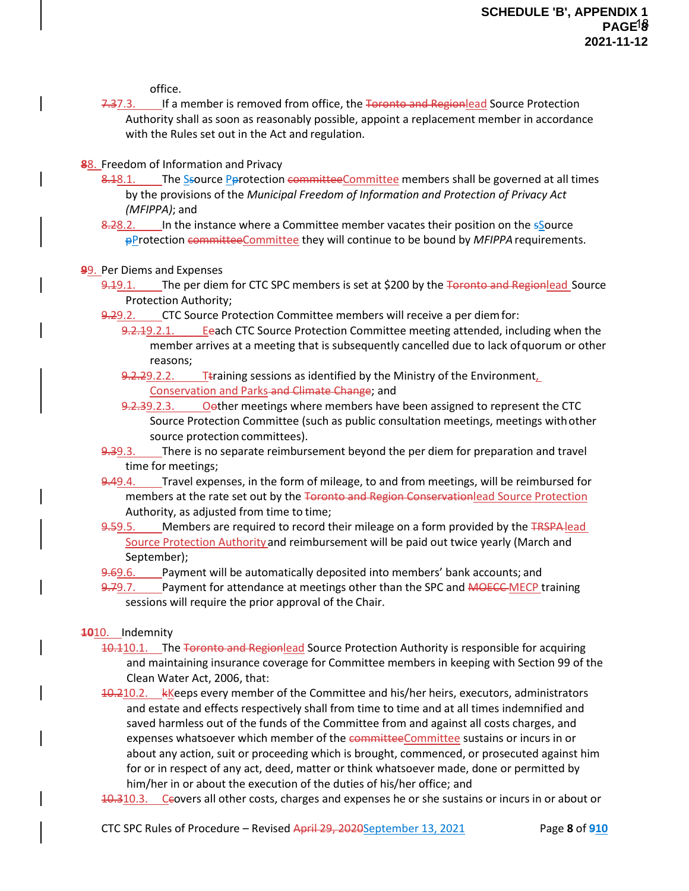office.

7.37.3. If a member is removed from office, the Toronto and Regionlead Source Protection Authority shall as soon as reasonably possible, appoint a replacement member in accordance with the Rules set out in the Act and regulation.

88. Freedom of Information and Privacy

8.18.1. The Ssource Pprotection committeeCommittee members shall be governed at all times by the provisions of the *Municipal Freedom of Information and Protection of Privacy Act (MFIPPA)*; and

8.28.2. In the instance where a Committee member vacates their position on the sSource pProtection committeeCommittee they will continue to be bound by *MFIPPA* requirements.

99. Per Diems and Expenses

9.19.1. The per diem for CTC SPC members is set at $200 by the Toronto and Regionlead Source Protection Authority;

9.29.2. CTC Source Protection Committee members will receive a per diem for:

9.2.19.2.1. Eeach CTC Source Protection Committee meeting attended, including when the member arrives at a meeting that is subsequently cancelled due to lack of quorum or other reasons;

9.2.29.2.2. Ttraining sessions as identified by the Ministry of the Environment, Conservation and Parks and Climate Change; and

9.2.39.2.3. Oother meetings where members have been assigned to represent the CTC Source Protection Committee (such as public consultation meetings, meetings with other source protection committees).

9.39.3. There is no separate reimbursement beyond the per diem for preparation and travel time for meetings;

9.49.4. Travel expenses, in the form of mileage, to and from meetings, will be reimbursed for members at the rate set out by the Toronto and Region Conservationlead Source Protection Authority, as adjusted from time to time;

9.59.5. Members are required to record their mileage on a form provided by the TRSPA lead Source Protection Authority and reimbursement will be paid out twice yearly (March and September);

9.69.6. Payment will be automatically deposited into members' bank accounts; and

9.79.7. Payment for attendance at meetings other than the SPC and MOECC MECP training sessions will require the prior approval of the Chair.

1010. Indemnity

10.110.1. The Toronto and Regionlead Source Protection Authority is responsible for acquiring and maintaining insurance coverage for Committee members in keeping with Section 99 of the Clean Water Act, 2006, that:

10.210.2. kKeeps every member of the Committee and his/her heirs, executors, administrators and estate and effects respectively shall from time to time and at all times indemnified and saved harmless out of the funds of the Committee from and against all costs charges, and expenses whatsoever which member of the committeeCommittee sustains or incurs in or about any action, suit or proceeding which is brought, commenced, or prosecuted against him for or in respect of any act, deed, matter or think whatsoever made, done or permitted by him/her in or about the execution of the duties of his/her office; and

10.310.3. Ccovers all other costs, charges and expenses he or she sustains or incurs in or about or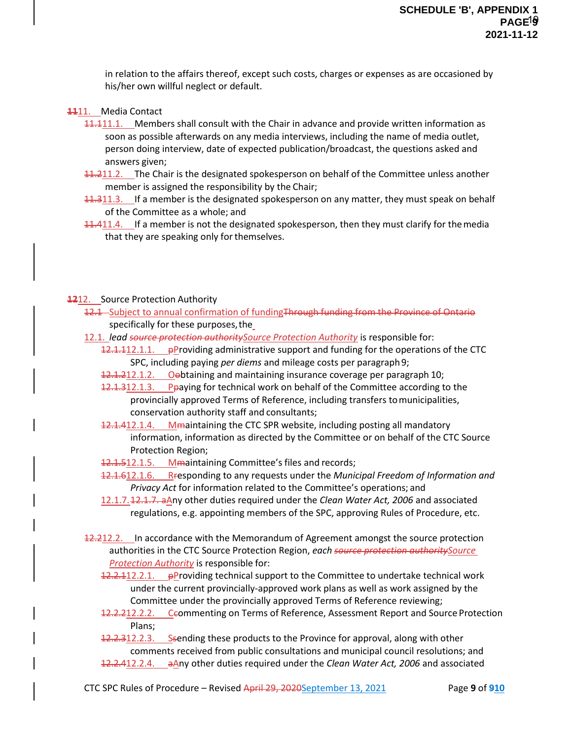in relation to the affairs thereof, except such costs, charges or expenses as are occasioned by his/her own willful neglect or default.

~~11~~11. Media Contact

- ~~11.1~~11.1. Members shall consult with the Chair in advance and provide written information as soon as possible afterwards on any media interviews, including the name of media outlet, person doing interview, date of expected publication/broadcast, the questions asked and answers given;
- ~~11.2~~11.2. The Chair is the designated spokesperson on behalf of the Committee unless another member is assigned the responsibility by the Chair;
- ~~11.3~~11.3. If a member is the designated spokesperson on any matter, they must speak on behalf of the Committee as a whole; and
- ~~11.4~~11.4. If a member is not the designated spokesperson, then they must clarify for the media that they are speaking only for themselves.

~~12~~12. Source Protection Authority

~~12.1~~ Subject to annual confirmation of funding~~Through funding from the Province of Ontario~~ specifically for these purposes, the

12.1. *lead* ~~*source protection authority*~~*Source Protection Authority* is responsible for:

- ~~12.1.1~~12.1.1. ~~p~~Providing administrative support and funding for the operations of the CTC SPC, including paying *per diems* and mileage costs per paragraph 9;
- ~~12.1.2~~12.1.2. O~~o~~btaining and maintaining insurance coverage per paragraph 10;
- ~~12.1.3~~12.1.3. P~~p~~aying for technical work on behalf of the Committee according to the provincially approved Terms of Reference, including transfers to municipalities, conservation authority staff and consultants;
- ~~12.1.4~~12.1.4. M~~m~~aintaining the CTC SPR website, including posting all mandatory information, information as directed by the Committee or on behalf of the CTC Source Protection Region;
- ~~12.1.5~~12.1.5. M~~m~~aintaining Committee's files and records;
- ~~12.1.6~~12.1.6. R~~r~~esponding to any requests under the *Municipal Freedom of Information and Privacy Act* for information related to the Committee's operations; and
- 12.1.7.~~12.1.7. a~~Any other duties required under the *Clean Water Act, 2006* and associated regulations, e.g. appointing members of the SPC, approving Rules of Procedure, etc.

~~12.2~~12.2. In accordance with the Memorandum of Agreement amongst the source protection authorities in the CTC Source Protection Region, *each* ~~*source protection authority*~~*Source Protection Authority* is responsible for:

- ~~12.2.1~~12.2.1. ~~p~~Providing technical support to the Committee to undertake technical work under the current provincially-approved work plans as well as work assigned by the Committee under the provincially approved Terms of Reference reviewing;
- ~~12.2.2~~12.2.2. C~~c~~ommenting on Terms of Reference, Assessment Report and Source Protection Plans;
- ~~12.2.3~~12.2.3. S~~s~~ending these products to the Province for approval, along with other comments received from public consultations and municipal council resolutions; and
- ~~12.2.4~~12.2.4. ~~a~~Any other duties required under the *Clean Water Act, 2006* and associated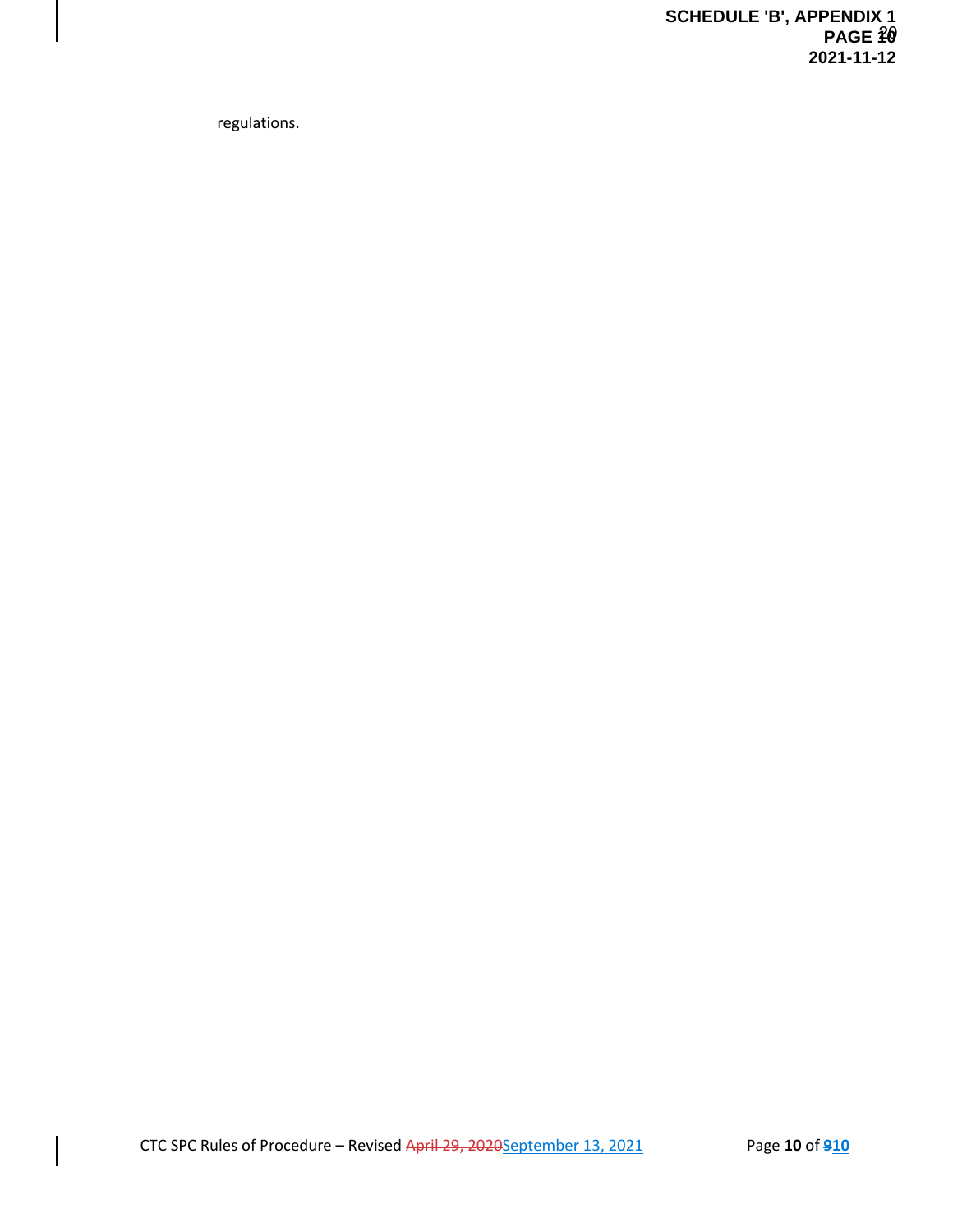regulations.